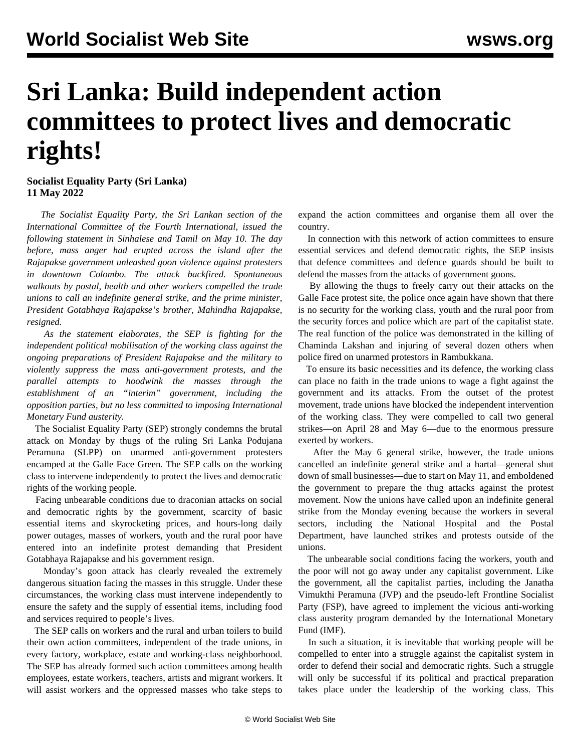# Sri Lanka: Build independent action committees to protect lives and democratic rights!

**Socialist Equality Party (Sri Lanka)**
**11 May 2022**

*The Socialist Equality Party, the Sri Lankan section of the International Committee of the Fourth International, issued the following statement in Sinhalese and Tamil on May 10. The day before, mass anger had erupted across the island after the Rajapakse government unleashed goon violence against protesters in downtown Colombo. The attack backfired. Spontaneous walkouts by postal, health and other workers compelled the trade unions to call an indefinite general strike, and the prime minister, President Gotabhaya Rajapakse's brother, Mahindha Rajapakse, resigned.*

*As the statement elaborates, the SEP is fighting for the independent political mobilisation of the working class against the ongoing preparations of President Rajapakse and the military to violently suppress the mass anti-government protests, and the parallel attempts to hoodwink the masses through the establishment of an "interim" government, including the opposition parties, but no less committed to imposing International Monetary Fund austerity.*

The Socialist Equality Party (SEP) strongly condemns the brutal attack on Monday by thugs of the ruling Sri Lanka Podujana Peramuna (SLPP) on unarmed anti-government protesters encamped at the Galle Face Green. The SEP calls on the working class to intervene independently to protect the lives and democratic rights of the working people.

Facing unbearable conditions due to draconian attacks on social and democratic rights by the government, scarcity of basic essential items and skyrocketing prices, and hours-long daily power outages, masses of workers, youth and the rural poor have entered into an indefinite protest demanding that President Gotabhaya Rajapakse and his government resign.

Monday's goon attack has clearly revealed the extremely dangerous situation facing the masses in this struggle. Under these circumstances, the working class must intervene independently to ensure the safety and the supply of essential items, including food and services required to people's lives.

The SEP calls on workers and the rural and urban toilers to build their own action committees, independent of the trade unions, in every factory, workplace, estate and working-class neighborhood. The SEP has already formed such action committees among health employees, estate workers, teachers, artists and migrant workers. It will assist workers and the oppressed masses who take steps to expand the action committees and organise them all over the country.

In connection with this network of action committees to ensure essential services and defend democratic rights, the SEP insists that defence committees and defence guards should be built to defend the masses from the attacks of government goons.

By allowing the thugs to freely carry out their attacks on the Galle Face protest site, the police once again have shown that there is no security for the working class, youth and the rural poor from the security forces and police which are part of the capitalist state. The real function of the police was demonstrated in the killing of Chaminda Lakshan and injuring of several dozen others when police fired on unarmed protestors in Rambukkana.

To ensure its basic necessities and its defence, the working class can place no faith in the trade unions to wage a fight against the government and its attacks. From the outset of the protest movement, trade unions have blocked the independent intervention of the working class. They were compelled to call two general strikes—on April 28 and May 6—due to the enormous pressure exerted by workers.

After the May 6 general strike, however, the trade unions cancelled an indefinite general strike and a hartal—general shut down of small businesses—due to start on May 11, and emboldened the government to prepare the thug attacks against the protest movement. Now the unions have called upon an indefinite general strike from the Monday evening because the workers in several sectors, including the National Hospital and the Postal Department, have launched strikes and protests outside of the unions.

The unbearable social conditions facing the workers, youth and the poor will not go away under any capitalist government. Like the government, all the capitalist parties, including the Janatha Vimukthi Peramuna (JVP) and the pseudo-left Frontline Socialist Party (FSP), have agreed to implement the vicious anti-working class austerity program demanded by the International Monetary Fund (IMF).

In such a situation, it is inevitable that working people will be compelled to enter into a struggle against the capitalist system in order to defend their social and democratic rights. Such a struggle will only be successful if its political and practical preparation takes place under the leadership of the working class. This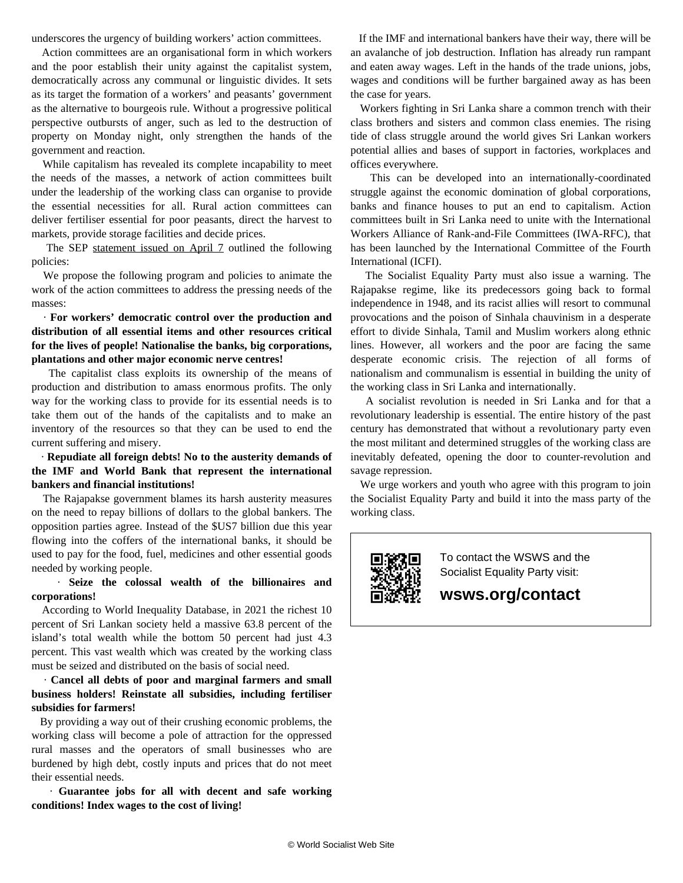underscores the urgency of building workers' action committees.

Action committees are an organisational form in which workers and the poor establish their unity against the capitalist system, democratically across any communal or linguistic divides. It sets as its target the formation of a workers' and peasants' government as the alternative to bourgeois rule. Without a progressive political perspective outbursts of anger, such as led to the destruction of property on Monday night, only strengthen the hands of the government and reaction.

While capitalism has revealed its complete incapability to meet the needs of the masses, a network of action committees built under the leadership of the working class can organise to provide the essential necessities for all. Rural action committees can deliver fertiliser essential for poor peasants, direct the harvest to markets, provide storage facilities and decide prices.

The SEP statement issued on April 7 outlined the following policies:

We propose the following program and policies to animate the work of the action committees to address the pressing needs of the masses:

· **For workers' democratic control over the production and distribution of all essential items and other resources critical for the lives of people! Nationalise the banks, big corporations, plantations and other major economic nerve centres!**

The capitalist class exploits its ownership of the means of production and distribution to amass enormous profits. The only way for the working class to provide for its essential needs is to take them out of the hands of the capitalists and to make an inventory of the resources so that they can be used to end the current suffering and misery.

· **Repudiate all foreign debts! No to the austerity demands of the IMF and World Bank that represent the international bankers and financial institutions!**

The Rajapakse government blames its harsh austerity measures on the need to repay billions of dollars to the global bankers. The opposition parties agree. Instead of the $US7 billion due this year flowing into the coffers of the international banks, it should be used to pay for the food, fuel, medicines and other essential goods needed by working people.

· **Seize the colossal wealth of the billionaires and corporations!**

According to World Inequality Database, in 2021 the richest 10 percent of Sri Lankan society held a massive 63.8 percent of the island's total wealth while the bottom 50 percent had just 4.3 percent. This vast wealth which was created by the working class must be seized and distributed on the basis of social need.

· **Cancel all debts of poor and marginal farmers and small business holders! Reinstate all subsidies, including fertiliser subsidies for farmers!**

By providing a way out of their crushing economic problems, the working class will become a pole of attraction for the oppressed rural masses and the operators of small businesses who are burdened by high debt, costly inputs and prices that do not meet their essential needs.

· **Guarantee jobs for all with decent and safe working conditions! Index wages to the cost of living!**

If the IMF and international bankers have their way, there will be an avalanche of job destruction. Inflation has already run rampant and eaten away wages. Left in the hands of the trade unions, jobs, wages and conditions will be further bargained away as has been the case for years.

Workers fighting in Sri Lanka share a common trench with their class brothers and sisters and common class enemies. The rising tide of class struggle around the world gives Sri Lankan workers potential allies and bases of support in factories, workplaces and offices everywhere.

This can be developed into an internationally-coordinated struggle against the economic domination of global corporations, banks and finance houses to put an end to capitalism. Action committees built in Sri Lanka need to unite with the International Workers Alliance of Rank-and-File Committees (IWA-RFC), that has been launched by the International Committee of the Fourth International (ICFI).

The Socialist Equality Party must also issue a warning. The Rajapakse regime, like its predecessors going back to formal independence in 1948, and its racist allies will resort to communal provocations and the poison of Sinhala chauvinism in a desperate effort to divide Sinhala, Tamil and Muslim workers along ethnic lines. However, all workers and the poor are facing the same desperate economic crisis. The rejection of all forms of nationalism and communalism is essential in building the unity of the working class in Sri Lanka and internationally.

A socialist revolution is needed in Sri Lanka and for that a revolutionary leadership is essential. The entire history of the past century has demonstrated that without a revolutionary party even the most militant and determined struggles of the working class are inevitably defeated, opening the door to counter-revolution and savage repression.

We urge workers and youth who agree with this program to join the Socialist Equality Party and build it into the mass party of the working class.

To contact the WSWS and the Socialist Equality Party visit:

**wsws.org/contact**